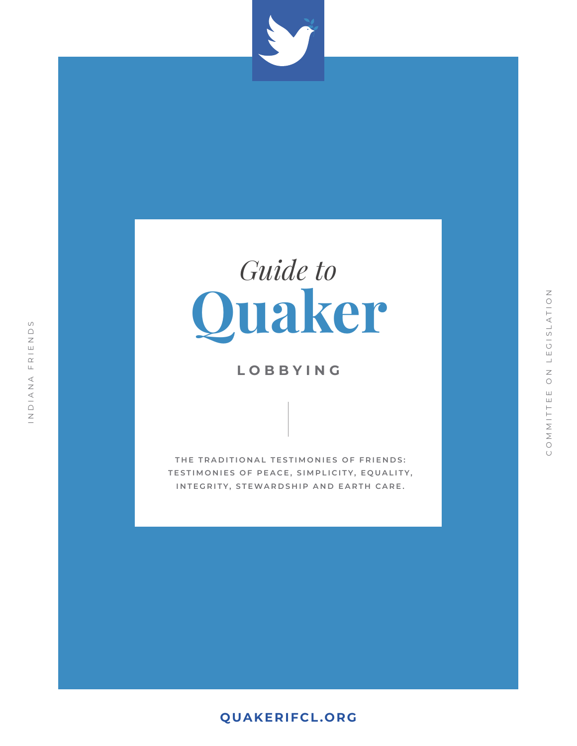# *Guide to* Quaker

## LOBBYING

THE TRADITIONAL TESTIMONIES OF FRIENDS: TESTIMONIES OF PEACE, SIMPLICITY, EQUALITY, INTEGRITY, STEWARDSHIP AND EARTH CARE.

INDIANA FRIENDS

COMMITTEE ON LEGISLATION

QUAKERIFCL.ORG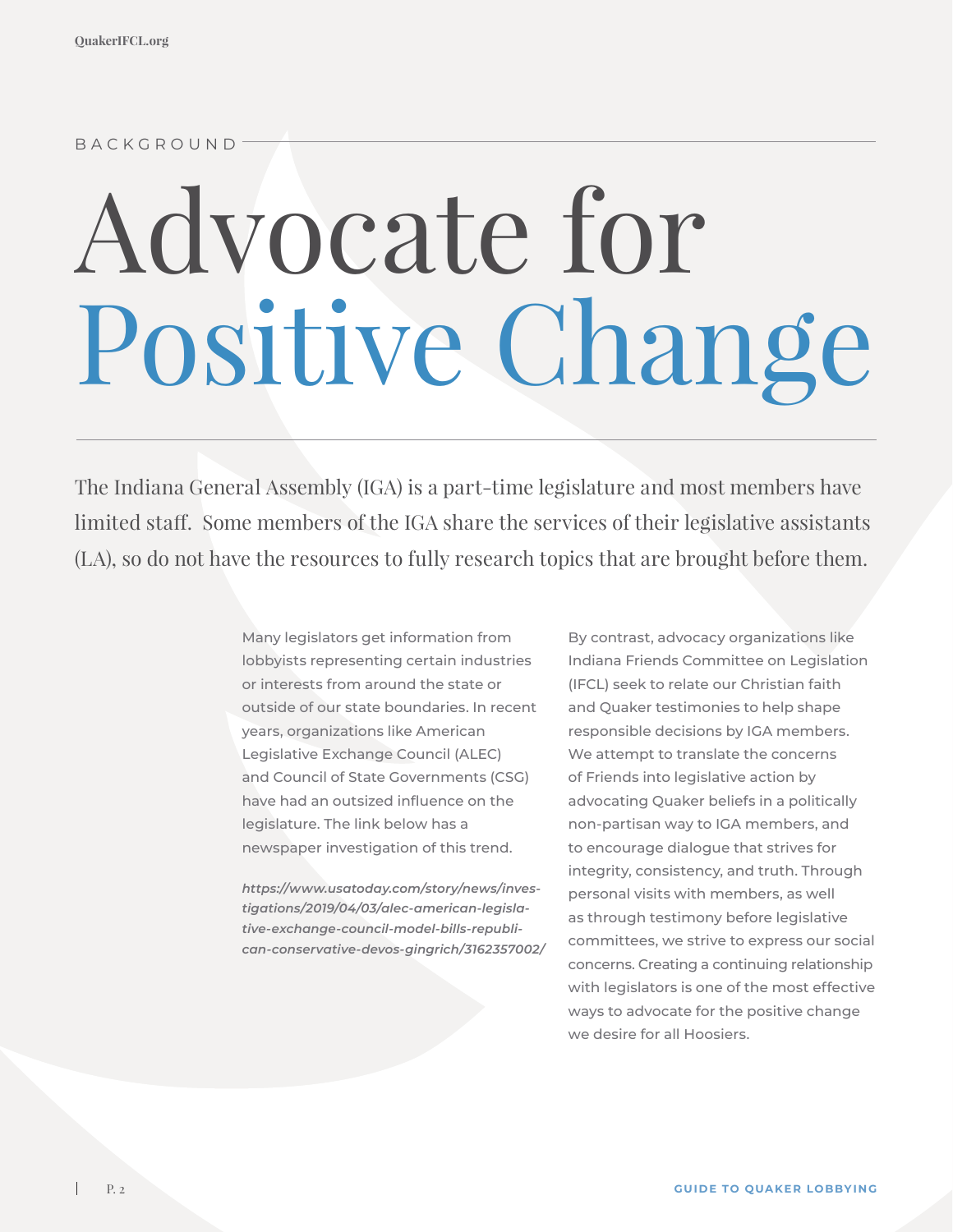BACKGROUND

# Advocate for Positive Change

The Indiana General Assembly (IGA) is a part-time legislature and most members have limited staff. Some members of the IGA share the services of their legislative assistants (LA), so do not have the resources to fully research topics that are brought before them.

Many legislators get information from lobbyists representing certain industries or interests from around the state or outside of our state boundaries. In recent years, organizations like American Legislative Exchange Council (ALEC) and Council of State Governments (CSG) have had an outsized influence on the legislature. The link below has a newspaper investigation of this trend.

*https://www.usatoday.com/story/news/investigations/2019/04/03/alec-american-legislative-exchange-council-model-bills-republican-conservative-devos-gingrich/3162357002/*

By contrast, advocacy organizations like Indiana Friends Committee on Legislation (IFCL) seek to relate our Christian faith and Quaker testimonies to help shape responsible decisions by IGA members. We attempt to translate the concerns of Friends into legislative action by advocating Quaker beliefs in a politically non-partisan way to IGA members, and to encourage dialogue that strives for integrity, consistency, and truth. Through personal visits with members, as well as through testimony before legislative committees, we strive to express our social concerns. Creating a continuing relationship with legislators is one of the most effective ways to advocate for the positive change we desire for all Hoosiers.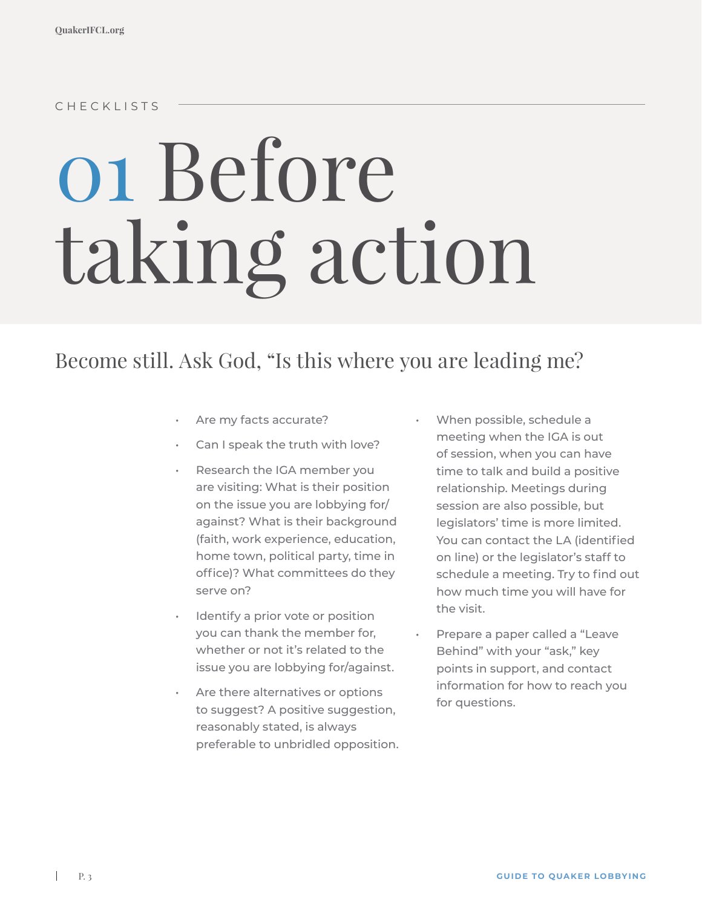CHECKLISTS

# 01 Before taking action

## Become still. Ask God, “Is this where you are leading me?

- Are my facts accurate?
- Can I speak the truth with love?
- Research the IGA member you are visiting: What is their position on the issue you are lobbying for/against? What is their background (faith, work experience, education, home town, political party, time in office)? What committees do they serve on?
- Identify a prior vote or position you can thank the member for, whether or not it’s related to the issue you are lobbying for/against.
- Are there alternatives or options to suggest? A positive suggestion, reasonably stated, is always preferable to unbridled opposition.
- When possible, schedule a meeting when the IGA is out of session, when you can have time to talk and build a positive relationship. Meetings during session are also possible, but legislators’ time is more limited. You can contact the LA (identified on line) or the legislator’s staff to schedule a meeting. Try to find out how much time you will have for the visit.
- Prepare a paper called a “Leave Behind” with your “ask,” key points in support, and contact information for how to reach you for questions.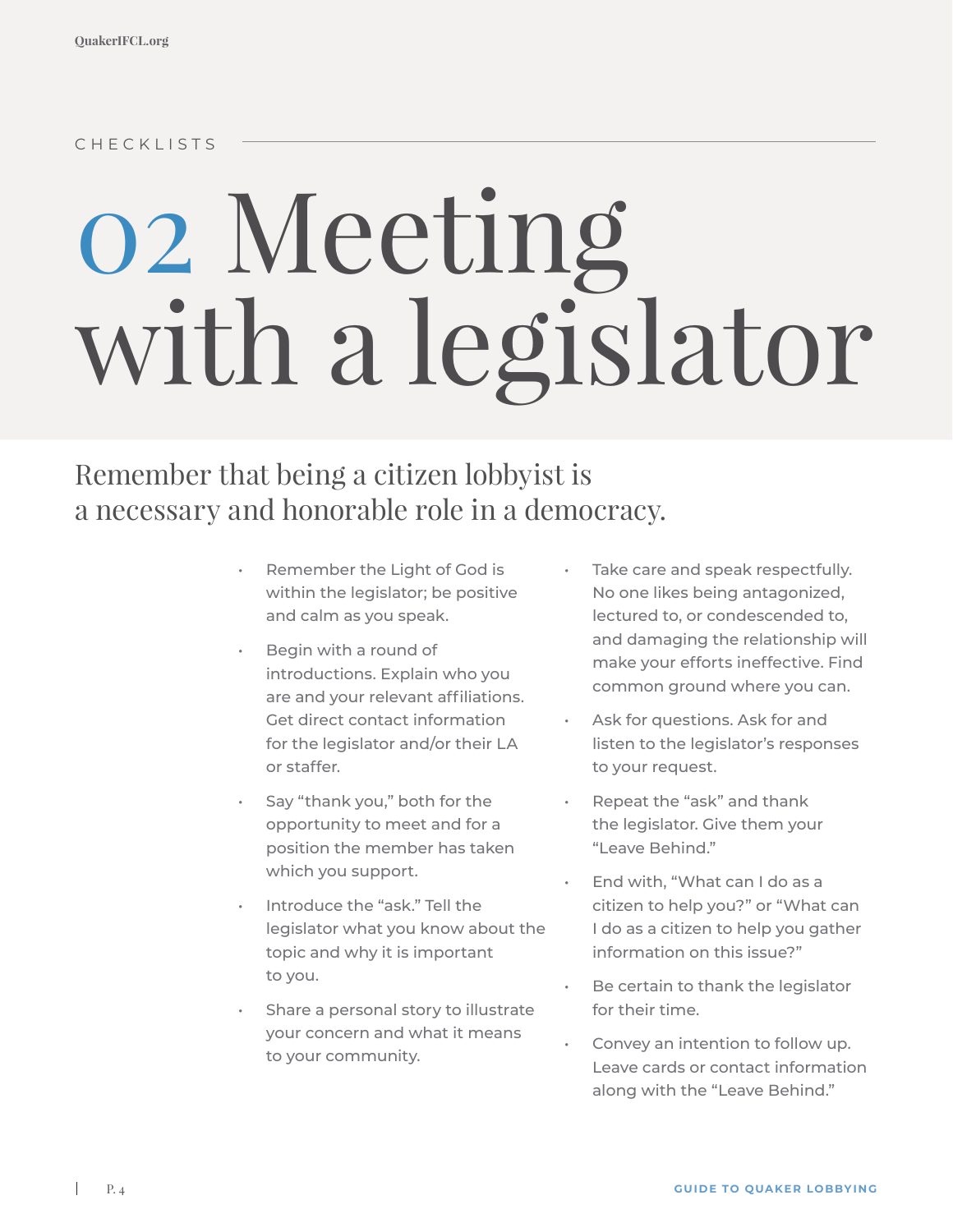CHECKLISTS

# 02 Meeting with a legislator

## Remember that being a citizen lobbyist is a necessary and honorable role in a democracy.

- Remember the Light of God is within the legislator; be positive and calm as you speak.
- Begin with a round of introductions. Explain who you are and your relevant affiliations. Get direct contact information for the legislator and/or their LA or staffer.
- Say "thank you," both for the opportunity to meet and for a position the member has taken which you support.
- Introduce the "ask." Tell the legislator what you know about the topic and why it is important to you.
- Share a personal story to illustrate your concern and what it means to your community.
- Take care and speak respectfully. No one likes being antagonized, lectured to, or condescended to, and damaging the relationship will make your efforts ineffective. Find common ground where you can.
- Ask for questions. Ask for and listen to the legislator's responses to your request.
- Repeat the "ask" and thank the legislator. Give them your "Leave Behind."
- End with, "What can I do as a citizen to help you?" or "What can I do as a citizen to help you gather information on this issue?"
- Be certain to thank the legislator for their time.
- Convey an intention to follow up. Leave cards or contact information along with the "Leave Behind."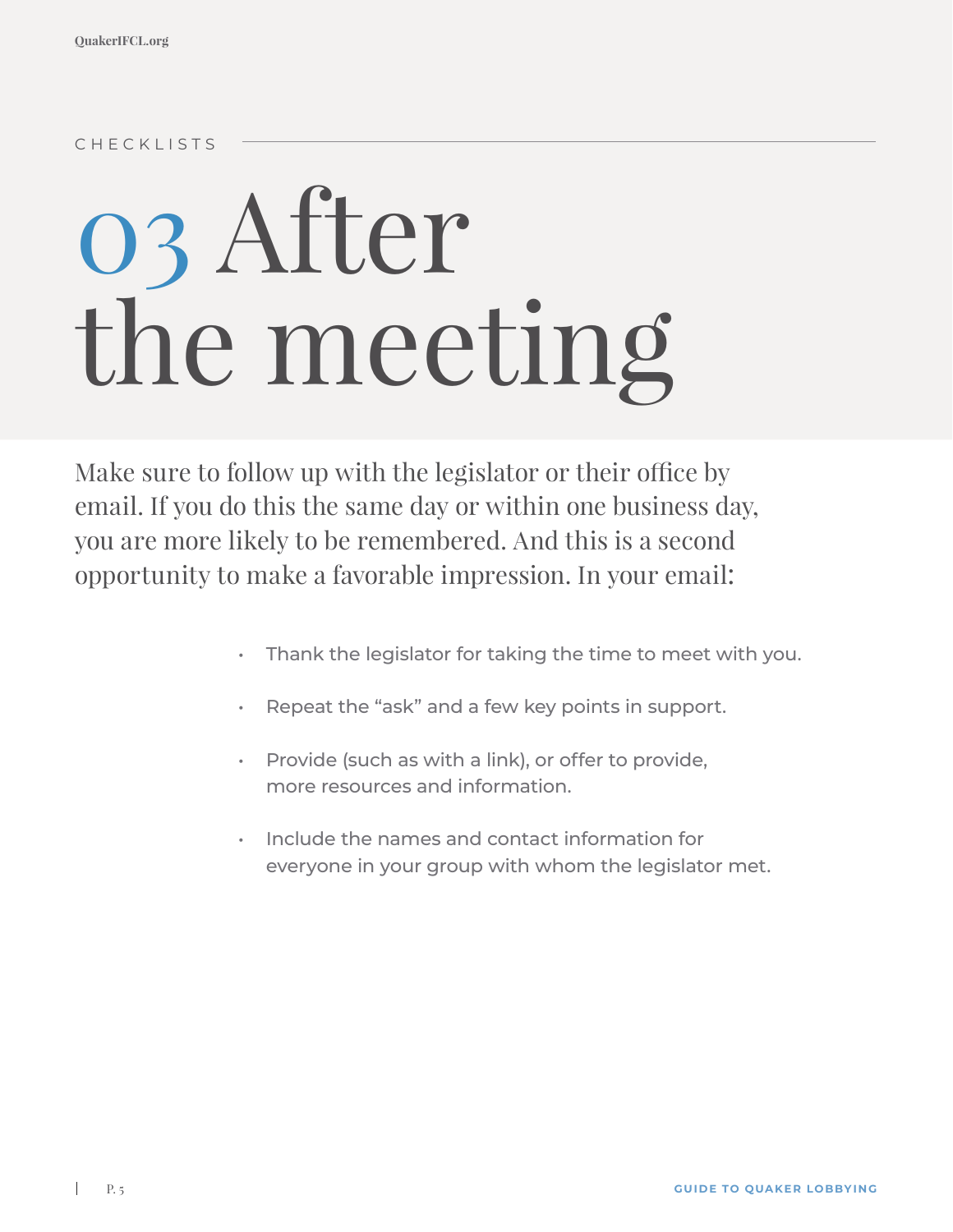CHECKLISTS

# 03 After the meeting

Make sure to follow up with the legislator or their office by email. If you do this the same day or within one business day, you are more likely to be remembered. And this is a second opportunity to make a favorable impression. In your email:

- Thank the legislator for taking the time to meet with you.
- Repeat the “ask” and a few key points in support.
- Provide (such as with a link), or offer to provide, more resources and information.
- Include the names and contact information for everyone in your group with whom the legislator met.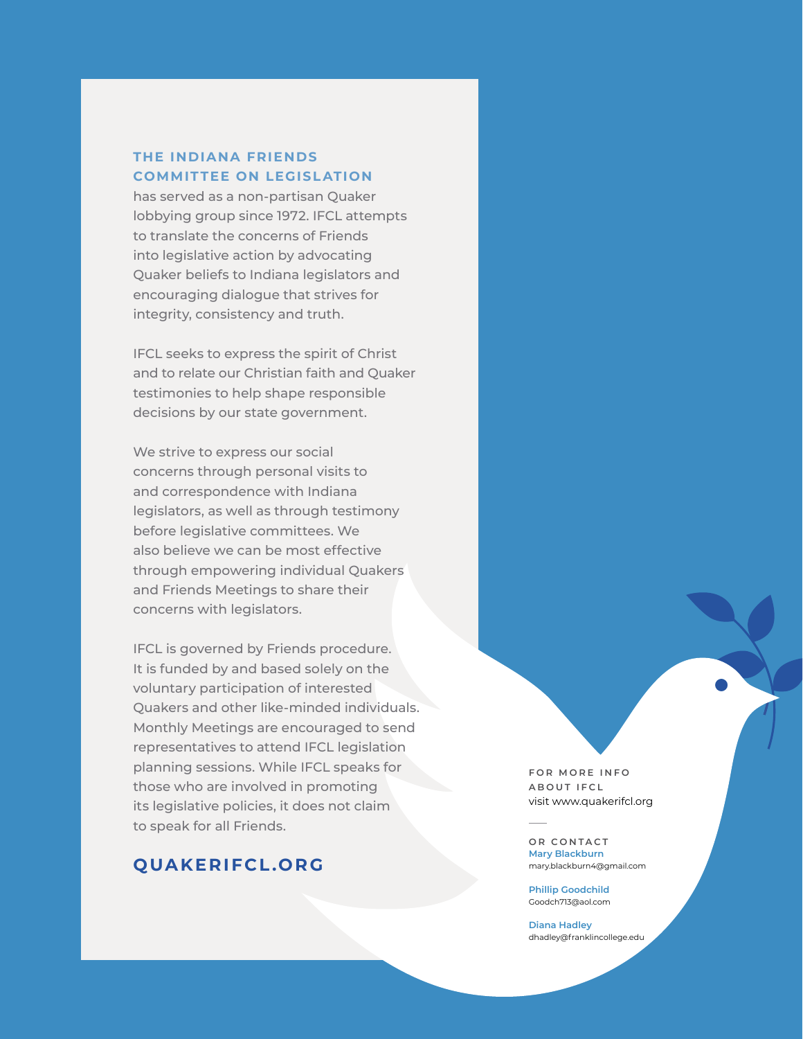**THE INDIANA FRIENDS COMMITTEE ON LEGISLATION** has served as a non-partisan Quaker lobbying group since 1972. IFCL attempts to translate the concerns of Friends into legislative action by advocating Quaker beliefs to Indiana legislators and encouraging dialogue that strives for integrity, consistency and truth.

IFCL seeks to express the spirit of Christ and to relate our Christian faith and Quaker testimonies to help shape responsible decisions by our state government.

We strive to express our social concerns through personal visits to and correspondence with Indiana legislators, as well as through testimony before legislative committees. We also believe we can be most effective through empowering individual Quakers and Friends Meetings to share their concerns with legislators.

IFCL is governed by Friends procedure. It is funded by and based solely on the voluntary participation of interested Quakers and other like-minded individuals. Monthly Meetings are encouraged to send representatives to attend IFCL legislation planning sessions. While IFCL speaks for those who are involved in promoting its legislative policies, it does not claim to speak for all Friends.

**QUAKERIFCL.ORG**

**FOR MORE INFO ABOUT IFCL**
visit www.quakerifcl.org

**OR CONTACT**

**Mary Blackburn**
mary.blackburn4@gmail.com

**Phillip Goodchild**
Goodch713@aol.com

**Diana Hadley**
dhadley@franklincollege.edu